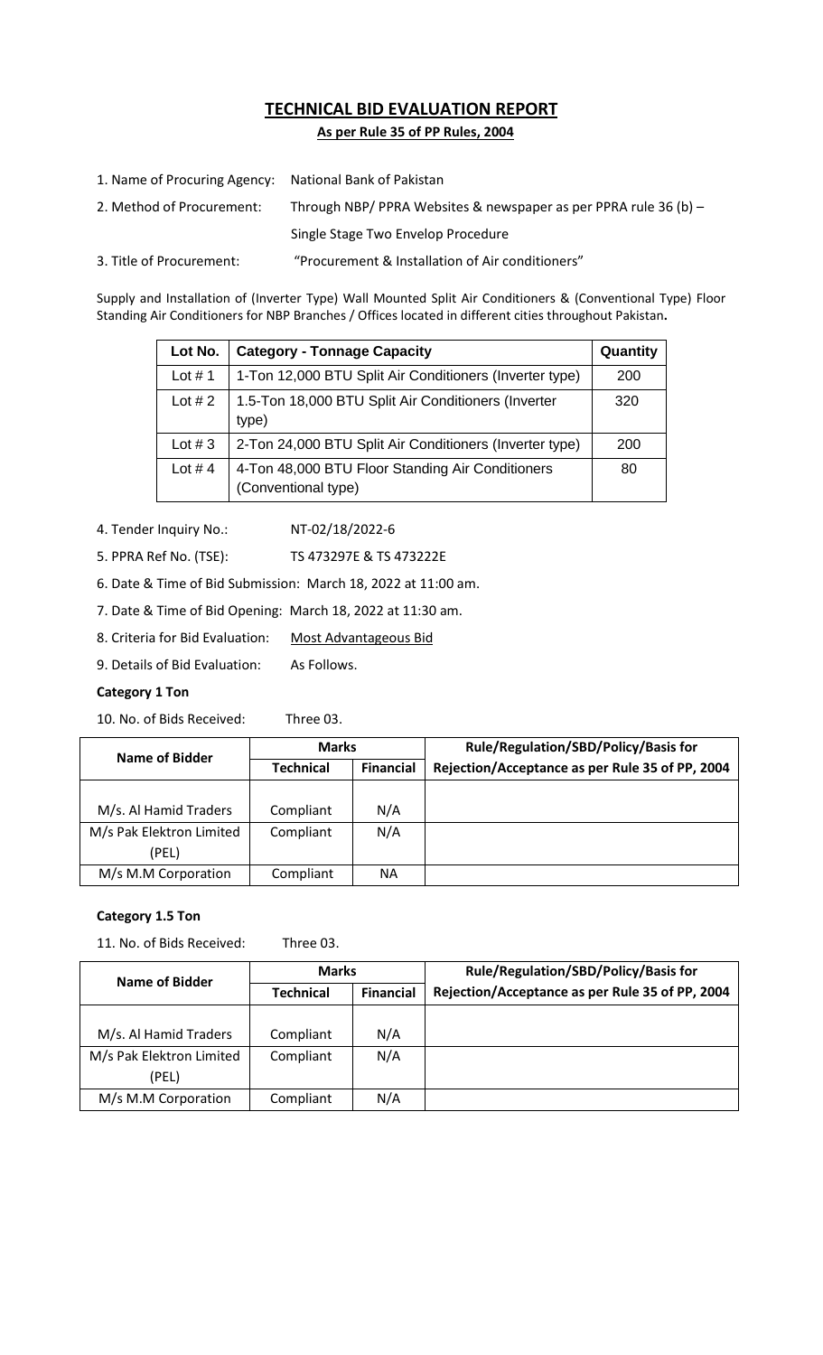# TECHNICAL BID EVALUATION REPORT

## As per Rule 35 of PP Rules, 2004

1. Name of Procuring Agency: National Bank of Pakistan
2. Method of Procurement: Through NBP/ PPRA Websites & newspaper as per PPRA rule 36 (b) – Single Stage Two Envelop Procedure
3. Title of Procurement: "Procurement & Installation of Air conditioners"

Supply and Installation of (Inverter Type) Wall Mounted Split Air Conditioners & (Conventional Type) Floor Standing Air Conditioners for NBP Branches / Offices located in different cities throughout Pakistan**.**

| Lot No. | Category - Tonnage Capacity | Quantity |
|---|---|---|
| Lot # 1 | 1-Ton 12,000 BTU Split Air Conditioners (Inverter type) | 200 |
| Lot # 2 | 1.5-Ton 18,000 BTU Split Air Conditioners (Inverter type) | 320 |
| Lot # 3 | 2-Ton 24,000 BTU Split Air Conditioners (Inverter type) | 200 |
| Lot # 4 | 4-Ton 48,000 BTU Floor Standing Air Conditioners (Conventional type) | 80 |

4. Tender Inquiry No.: NT-02/18/2022-6
5. PPRA Ref No. (TSE): TS 473297E & TS 473222E
6. Date & Time of Bid Submission: March 18, 2022 at 11:00 am.
7. Date & Time of Bid Opening: March 18, 2022 at 11:30 am.
8. Criteria for Bid Evaluation: Most Advantageous Bid
9. Details of Bid Evaluation: As Follows.

**Category 1 Ton**

10. No. of Bids Received: Three 03.

| Name of Bidder | Marks | | Rule/Regulation/SBD/Policy/Basis for |
|---|---|---|---|
| | Technical | Financial | Rejection/Acceptance as per Rule 35 of PP, 2004 |
| M/s. Al Hamid Traders | Compliant | N/A | |
| M/s Pak Elektron Limited (PEL) | Compliant | N/A | |
| M/s M.M Corporation | Compliant | NA | |

**Category 1.5 Ton**

11. No. of Bids Received: Three 03.

| Name of Bidder | Marks | | Rule/Regulation/SBD/Policy/Basis for |
|---|---|---|---|
| | Technical | Financial | Rejection/Acceptance as per Rule 35 of PP, 2004 |
| M/s. Al Hamid Traders | Compliant | N/A | |
| M/s Pak Elektron Limited (PEL) | Compliant | N/A | |
| M/s M.M Corporation | Compliant | N/A | |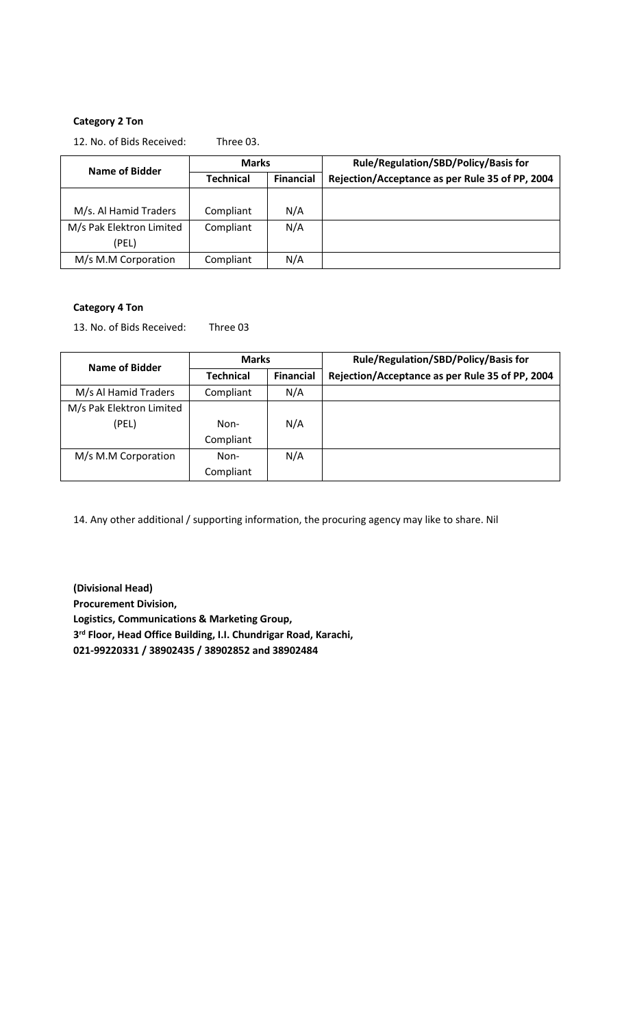**Category 2 Ton**

12. No. of Bids Received: Three 03.

| Name of Bidder | Marks | | Rule/Regulation/SBD/Policy/Basis for |
|---|---|---|---|
| | Technical | Financial | Rejection/Acceptance as per Rule 35 of PP, 2004 |
| M/s. Al Hamid Traders | Compliant | N/A | |
| M/s Pak Elektron Limited (PEL) | Compliant | N/A | |
| M/s M.M Corporation | Compliant | N/A | |

**Category 4 Ton**

13. No. of Bids Received: Three 03

| Name of Bidder | Marks | | Rule/Regulation/SBD/Policy/Basis for |
|---|---|---|---|
| | Technical | Financial | Rejection/Acceptance as per Rule 35 of PP, 2004 |
| M/s Al Hamid Traders | Compliant | N/A | |
| M/s Pak Elektron Limited (PEL) | Non-Compliant | N/A | |
| M/s M.M Corporation | Non-Compliant | N/A | |

14. Any other additional / supporting information, the procuring agency may like to share. Nil

**(Divisional Head)**
**Procurement Division,**
**Logistics, Communications & Marketing Group,**
**3rd Floor, Head Office Building, I.I. Chundrigar Road, Karachi,**
**021-99220331 / 38902435 / 38902852 and 38902484**